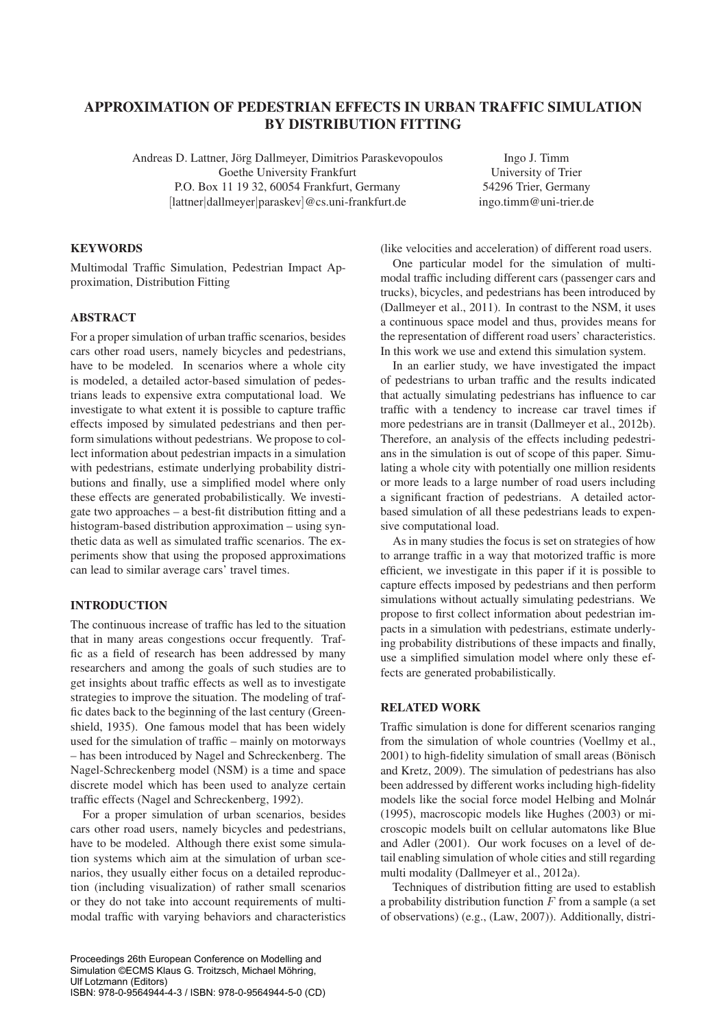# APPROXIMATION OF PEDESTRIAN EFFECTS IN URBAN TRAFFIC SIMULATION BY DISTRIBUTION FITTING

Andreas D. Lattner, Jörg Dallmeyer, Dimitrios Paraskevopoulos
Goethe University Frankfurt
P.O. Box 11 19 32, 60054 Frankfurt, Germany
[lattner|dallmeyer|paraskev]@cs.uni-frankfurt.de

Ingo J. Timm
University of Trier
54296 Trier, Germany
ingo.timm@uni-trier.de

## KEYWORDS

Multimodal Traffic Simulation, Pedestrian Impact Approximation, Distribution Fitting

## ABSTRACT

For a proper simulation of urban traffic scenarios, besides cars other road users, namely bicycles and pedestrians, have to be modeled. In scenarios where a whole city is modeled, a detailed actor-based simulation of pedestrians leads to expensive extra computational load. We investigate to what extent it is possible to capture traffic effects imposed by simulated pedestrians and then perform simulations without pedestrians. We propose to collect information about pedestrian impacts in a simulation with pedestrians, estimate underlying probability distributions and finally, use a simplified model where only these effects are generated probabilistically. We investigate two approaches – a best-fit distribution fitting and a histogram-based distribution approximation – using synthetic data as well as simulated traffic scenarios. The experiments show that using the proposed approximations can lead to similar average cars' travel times.

## INTRODUCTION

The continuous increase of traffic has led to the situation that in many areas congestions occur frequently. Traffic as a field of research has been addressed by many researchers and among the goals of such studies are to get insights about traffic effects as well as to investigate strategies to improve the situation. The modeling of traffic dates back to the beginning of the last century (Greenshield, 1935). One famous model that has been widely used for the simulation of traffic – mainly on motorways – has been introduced by Nagel and Schreckenberg. The Nagel-Schreckenberg model (NSM) is a time and space discrete model which has been used to analyze certain traffic effects (Nagel and Schreckenberg, 1992).

For a proper simulation of urban scenarios, besides cars other road users, namely bicycles and pedestrians, have to be modeled. Although there exist some simulation systems which aim at the simulation of urban scenarios, they usually either focus on a detailed reproduction (including visualization) of rather small scenarios or they do not take into account requirements of multimodal traffic with varying behaviors and characteristics (like velocities and acceleration) of different road users.

One particular model for the simulation of multimodal traffic including different cars (passenger cars and trucks), bicycles, and pedestrians has been introduced by (Dallmeyer et al., 2011). In contrast to the NSM, it uses a continuous space model and thus, provides means for the representation of different road users' characteristics. In this work we use and extend this simulation system.

In an earlier study, we have investigated the impact of pedestrians to urban traffic and the results indicated that actually simulating pedestrians has influence to car traffic with a tendency to increase car travel times if more pedestrians are in transit (Dallmeyer et al., 2012b). Therefore, an analysis of the effects including pedestrians in the simulation is out of scope of this paper. Simulating a whole city with potentially one million residents or more leads to a large number of road users including a significant fraction of pedestrians. A detailed actor-based simulation of all these pedestrians leads to expensive computational load.

As in many studies the focus is set on strategies of how to arrange traffic in a way that motorized traffic is more efficient, we investigate in this paper if it is possible to capture effects imposed by pedestrians and then perform simulations without actually simulating pedestrians. We propose to first collect information about pedestrian impacts in a simulation with pedestrians, estimate underlying probability distributions of these impacts and finally, use a simplified simulation model where only these effects are generated probabilistically.

## RELATED WORK

Traffic simulation is done for different scenarios ranging from the simulation of whole countries (Voellmy et al., 2001) to high-fidelity simulation of small areas (Bönisch and Kretz, 2009). The simulation of pedestrians has also been addressed by different works including high-fidelity models like the social force model Helbing and Molnár (1995), macroscopic models like Hughes (2003) or microscopic models built on cellular automatons like Blue and Adler (2001). Our work focuses on a level of detail enabling simulation of whole cities and still regarding multi modality (Dallmeyer et al., 2012a).

Techniques of distribution fitting are used to establish a probability distribution function $F$ from a sample (a set of observations) (e.g., (Law, 2007)). Additionally, distri-

Proceedings 26th European Conference on Modelling and Simulation ©ECMS Klaus G. Troitzsch, Michael Möhring, Ulf Lotzmann (Editors)
ISBN: 978-0-9564944-4-3 / ISBN: 978-0-9564944-5-0 (CD)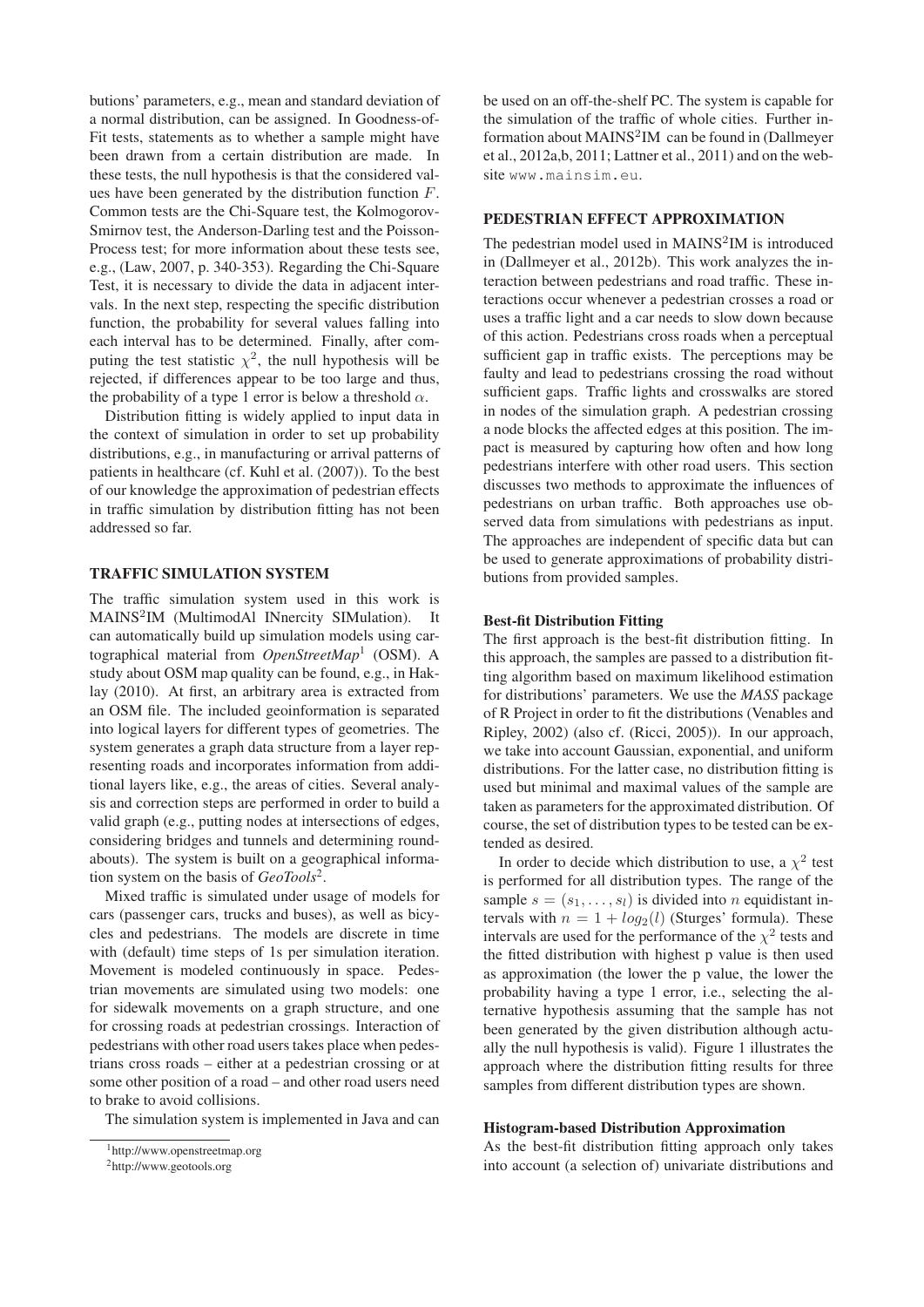butions' parameters, e.g., mean and standard deviation of a normal distribution, can be assigned. In Goodness-of-Fit tests, statements as to whether a sample might have been drawn from a certain distribution are made. In these tests, the null hypothesis is that the considered values have been generated by the distribution function $F$. Common tests are the Chi-Square test, the Kolmogorov-Smirnov test, the Anderson-Darling test and the Poisson-Process test; for more information about these tests see, e.g., (Law, 2007, p. 340-353). Regarding the Chi-Square Test, it is necessary to divide the data in adjacent intervals. In the next step, respecting the specific distribution function, the probability for several values falling into each interval has to be determined. Finally, after computing the test statistic $\chi^2$, the null hypothesis will be rejected, if differences appear to be too large and thus, the probability of a type 1 error is below a threshold $\alpha$.

Distribution fitting is widely applied to input data in the context of simulation in order to set up probability distributions, e.g., in manufacturing or arrival patterns of patients in healthcare (cf. Kuhl et al. (2007)). To the best of our knowledge the approximation of pedestrian effects in traffic simulation by distribution fitting has not been addressed so far.

## TRAFFIC SIMULATION SYSTEM

The traffic simulation system used in this work is MAINS$^2$IM (MultimodAl INnercity SIMulation). It can automatically build up simulation models using cartographical material from *OpenStreetMap*[1] (OSM). A study about OSM map quality can be found, e.g., in Haklay (2010). At first, an arbitrary area is extracted from an OSM file. The included geoinformation is separated into logical layers for different types of geometries. The system generates a graph data structure from a layer representing roads and incorporates information from additional layers like, e.g., the areas of cities. Several analysis and correction steps are performed in order to build a valid graph (e.g., putting nodes at intersections of edges, considering bridges and tunnels and determining roundabouts). The system is built on a geographical information system on the basis of *GeoTools*[2].

Mixed traffic is simulated under usage of models for cars (passenger cars, trucks and buses), as well as bicycles and pedestrians. The models are discrete in time with (default) time steps of 1s per simulation iteration. Movement is modeled continuously in space. Pedestrian movements are simulated using two models: one for sidewalk movements on a graph structure, and one for crossing roads at pedestrian crossings. Interaction of pedestrians with other road users takes place when pedestrians cross roads – either at a pedestrian crossing or at some other position of a road – and other road users need to brake to avoid collisions.

The simulation system is implemented in Java and can be used on an off-the-shelf PC. The system is capable for the simulation of the traffic of whole cities. Further information about MAINS$^2$IM can be found in (Dallmeyer et al., 2012a,b, 2011; Lattner et al., 2011) and on the website `www.mainsim.eu`.

[1] http://www.openstreetmap.org

[2] http://www.geotools.org

## PEDESTRIAN EFFECT APPROXIMATION

The pedestrian model used in MAINS$^2$IM is introduced in (Dallmeyer et al., 2012b). This work analyzes the interaction between pedestrians and road traffic. These interactions occur whenever a pedestrian crosses a road or uses a traffic light and a car needs to slow down because of this action. Pedestrians cross roads when a perceptual sufficient gap in traffic exists. The perceptions may be faulty and lead to pedestrians crossing the road without sufficient gaps. Traffic lights and crosswalks are stored in nodes of the simulation graph. A pedestrian crossing a node blocks the affected edges at this position. The impact is measured by capturing how often and how long pedestrians interfere with other road users. This section discusses two methods to approximate the influences of pedestrians on urban traffic. Both approaches use observed data from simulations with pedestrians as input. The approaches are independent of specific data but can be used to generate approximations of probability distributions from provided samples.

### Best-fit Distribution Fitting

The first approach is the best-fit distribution fitting. In this approach, the samples are passed to a distribution fitting algorithm based on maximum likelihood estimation for distributions' parameters. We use the *MASS* package of R Project in order to fit the distributions (Venables and Ripley, 2002) (also cf. (Ricci, 2005)). In our approach, we take into account Gaussian, exponential, and uniform distributions. For the latter case, no distribution fitting is used but minimal and maximal values of the sample are taken as parameters for the approximated distribution. Of course, the set of distribution types to be tested can be extended as desired.

In order to decide which distribution to use, a $\chi^2$ test is performed for all distribution types. The range of the sample $s = (s_1, \ldots, s_l)$ is divided into $n$ equidistant intervals with $n = 1 + log_2(l)$ (Sturges' formula). These intervals are used for the performance of the $\chi^2$ tests and the fitted distribution with highest p value is then used as approximation (the lower the p value, the lower the probability having a type 1 error, i.e., selecting the alternative hypothesis assuming that the sample has not been generated by the given distribution although actually the null hypothesis is valid). Figure 1 illustrates the approach where the distribution fitting results for three samples from different distribution types are shown.

### Histogram-based Distribution Approximation

As the best-fit distribution fitting approach only takes into account (a selection of) univariate distributions and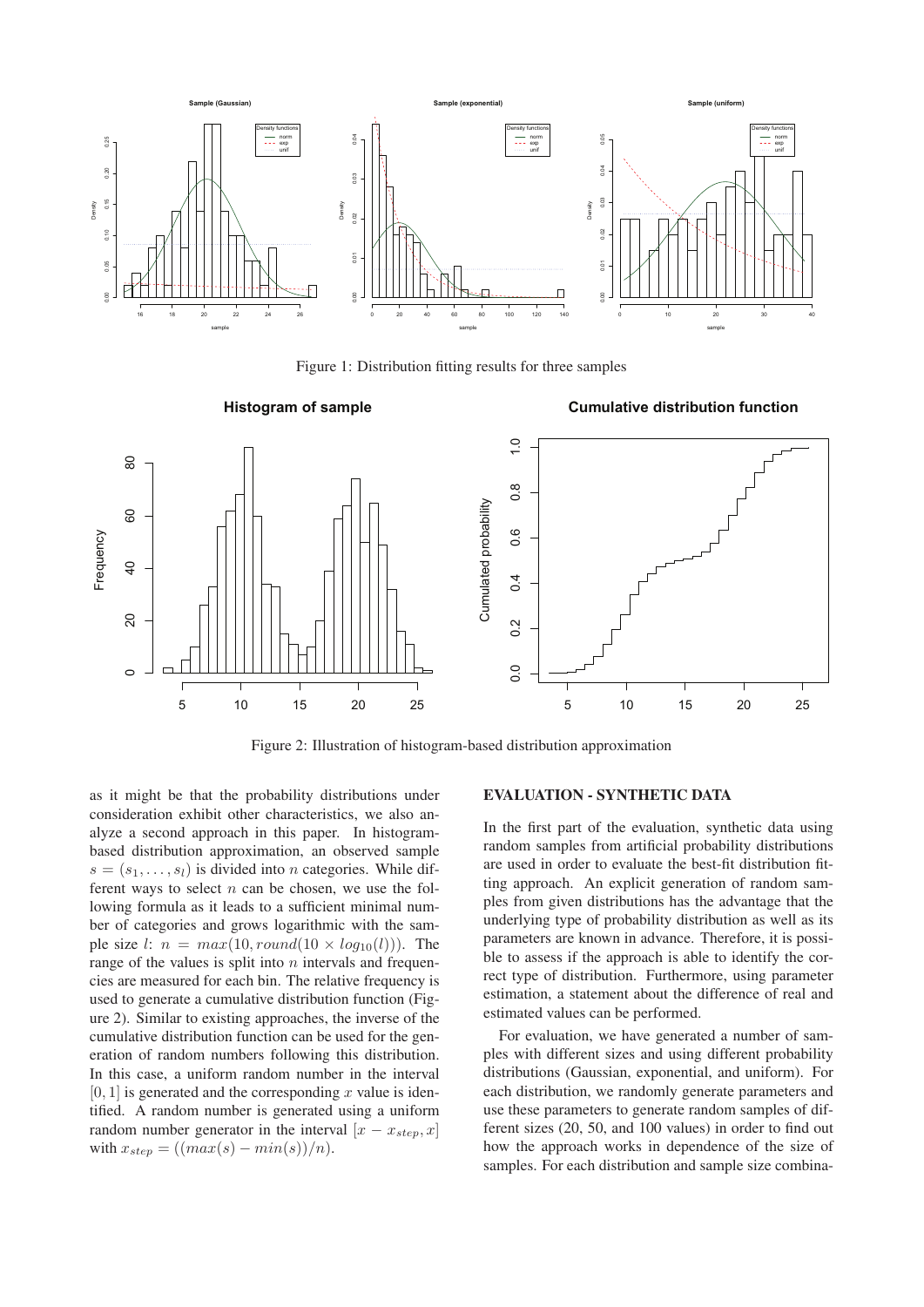Figure 1: Distribution fitting results for three samples

Figure 2: Illustration of histogram-based distribution approximation

as it might be that the probability distributions under consideration exhibit other characteristics, we also analyze a second approach in this paper. In histogram-based distribution approximation, an observed sample $s = (s_1, \ldots, s_l)$ is divided into $n$ categories. While different ways to select $n$ can be chosen, we use the following formula as it leads to a sufficient minimal number of categories and grows logarithmic with the sample size $l$: $n = max(10, round(10 \times log_{10}(l)))$. The range of the values is split into $n$ intervals and frequencies are measured for each bin. The relative frequency is used to generate a cumulative distribution function (Figure 2). Similar to existing approaches, the inverse of the cumulative distribution function can be used for the generation of random numbers following this distribution. In this case, a uniform random number in the interval $[0, 1]$ is generated and the corresponding $x$ value is identified. A random number is generated using a uniform random number generator in the interval $[x - x_{step}, x]$ with $x_{step} = ((max(s) - min(s))/n)$.

## EVALUATION - SYNTHETIC DATA

In the first part of the evaluation, synthetic data using random samples from artificial probability distributions are used in order to evaluate the best-fit distribution fitting approach. An explicit generation of random samples from given distributions has the advantage that the underlying type of probability distribution as well as its parameters are known in advance. Therefore, it is possible to assess if the approach is able to identify the correct type of distribution. Furthermore, using parameter estimation, a statement about the difference of real and estimated values can be performed.

For evaluation, we have generated a number of samples with different sizes and using different probability distributions (Gaussian, exponential, and uniform). For each distribution, we randomly generate parameters and use these parameters to generate random samples of different sizes (20, 50, and 100 values) in order to find out how the approach works in dependence of the size of samples. For each distribution and sample size combina-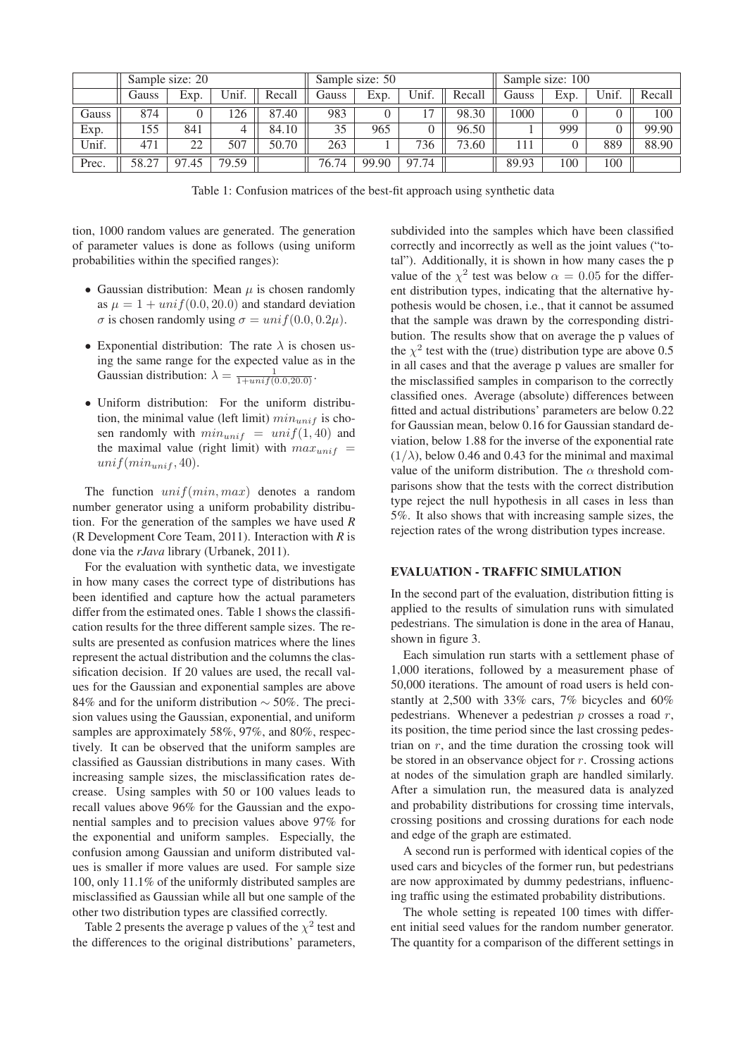|  | Sample size: 20 |  |  |  | Sample size: 50 |  |  |  | Sample size: 100 |  |  |  |
|---|---|---|---|---|---|---|---|---|---|---|---|---|
|  | Gauss | Exp. | Unif. | Recall | Gauss | Exp. | Unif. | Recall | Gauss | Exp. | Unif. | Recall |
| Gauss | 874 | 0 | 126 | 87.40 | 983 | 0 | 17 | 98.30 | 1000 | 0 | 0 | 100 |
| Exp. | 155 | 841 | 4 | 84.10 | 35 | 965 | 0 | 96.50 | 1 | 999 | 0 | 99.90 |
| Unif. | 471 | 22 | 507 | 50.70 | 263 | 1 | 736 | 73.60 | 111 | 0 | 889 | 88.90 |
| Prec. | 58.27 | 97.45 | 79.59 |  | 76.74 | 99.90 | 97.74 |  | 89.93 | 100 | 100 |  |

Table 1: Confusion matrices of the best-fit approach using synthetic data

tion, 1000 random values are generated. The generation of parameter values is done as follows (using uniform probabilities within the specified ranges):

- Gaussian distribution: Mean $\mu$ is chosen randomly as $\mu = 1 + unif(0.0, 20.0)$ and standard deviation $\sigma$ is chosen randomly using $\sigma = unif(0.0, 0.2\mu)$.
- Exponential distribution: The rate $\lambda$ is chosen using the same range for the expected value as in the Gaussian distribution: $\lambda = \frac{1}{1+unif(0.0,20.0)}$.
- Uniform distribution: For the uniform distribution, the minimal value (left limit) $min_{unif}$ is chosen randomly with $min_{unif} = unif(1, 40)$ and the maximal value (right limit) with $max_{unif} = unif(min_{unif}, 40)$.

The function $unif(min, max)$ denotes a random number generator using a uniform probability distribution. For the generation of the samples we have used *R* (R Development Core Team, 2011). Interaction with *R* is done via the *rJava* library (Urbanek, 2011).

For the evaluation with synthetic data, we investigate in how many cases the correct type of distributions has been identified and capture how the actual parameters differ from the estimated ones. Table 1 shows the classification results for the three different sample sizes. The results are presented as confusion matrices where the lines represent the actual distribution and the columns the classification decision. If 20 values are used, the recall values for the Gaussian and exponential samples are above 84% and for the uniform distribution $\sim 50\%$. The precision values using the Gaussian, exponential, and uniform samples are approximately 58%, 97%, and 80%, respectively. It can be observed that the uniform samples are classified as Gaussian distributions in many cases. With increasing sample sizes, the misclassification rates decrease. Using samples with 50 or 100 values leads to recall values above 96% for the Gaussian and the exponential samples and to precision values above 97% for the exponential and uniform samples. Especially, the confusion among Gaussian and uniform distributed values is smaller if more values are used. For sample size 100, only 11.1% of the uniformly distributed samples are misclassified as Gaussian while all but one sample of the other two distribution types are classified correctly.

Table 2 presents the average p values of the $\chi^2$ test and the differences to the original distributions' parameters, subdivided into the samples which have been classified correctly and incorrectly as well as the joint values ("total"). Additionally, it is shown in how many cases the p value of the $\chi^2$ test was below $\alpha = 0.05$ for the different distribution types, indicating that the alternative hypothesis would be chosen, i.e., that it cannot be assumed that the sample was drawn by the corresponding distribution. The results show that on average the p values of the $\chi^2$ test with the (true) distribution type are above 0.5 in all cases and that the average p values are smaller for the misclassified samples in comparison to the correctly classified ones. Average (absolute) differences between fitted and actual distributions' parameters are below 0.22 for Gaussian mean, below 0.16 for Gaussian standard deviation, below 1.88 for the inverse of the exponential rate $(1/\lambda)$, below 0.46 and 0.43 for the minimal and maximal value of the uniform distribution. The $\alpha$ threshold comparisons show that the tests with the correct distribution type reject the null hypothesis in all cases in less than 5%. It also shows that with increasing sample sizes, the rejection rates of the wrong distribution types increase.

## EVALUATION - TRAFFIC SIMULATION

In the second part of the evaluation, distribution fitting is applied to the results of simulation runs with simulated pedestrians. The simulation is done in the area of Hanau, shown in figure 3.

Each simulation run starts with a settlement phase of 1,000 iterations, followed by a measurement phase of 50,000 iterations. The amount of road users is held constantly at 2,500 with 33% cars, 7% bicycles and 60% pedestrians. Whenever a pedestrian $p$ crosses a road $r$, its position, the time period since the last crossing pedestrian on $r$, and the time duration the crossing took will be stored in an observance object for $r$. Crossing actions at nodes of the simulation graph are handled similarly. After a simulation run, the measured data is analyzed and probability distributions for crossing time intervals, crossing positions and crossing durations for each node and edge of the graph are estimated.

A second run is performed with identical copies of the used cars and bicycles of the former run, but pedestrians are now approximated by dummy pedestrians, influencing traffic using the estimated probability distributions.

The whole setting is repeated 100 times with different initial seed values for the random number generator. The quantity for a comparison of the different settings in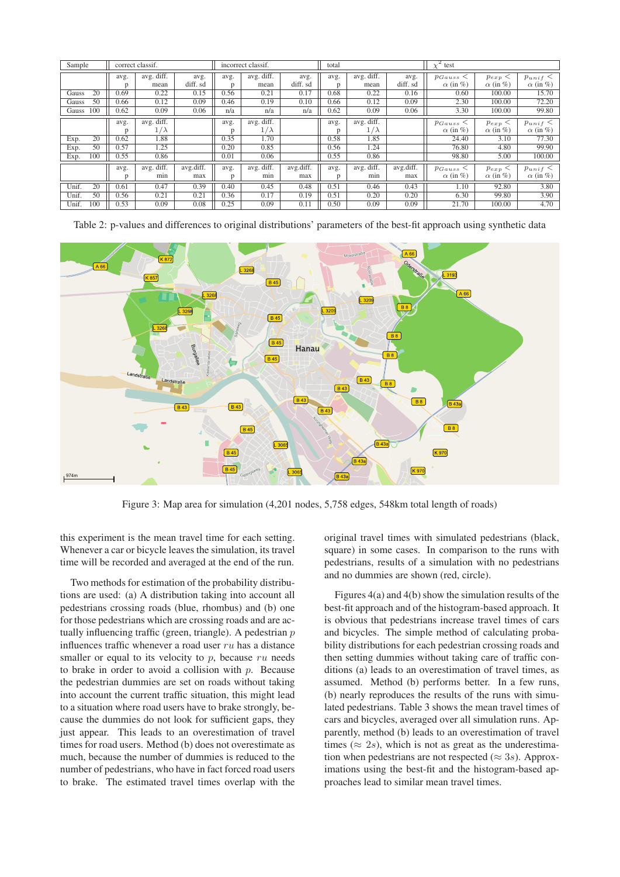| Sample | correct classif. | | | incorrect classif. | | | total | | | $\chi^2$ test | | |
|---|---|---|---|---|---|---|---|---|---|---|---|---|
| | avg. p | avg. diff. mean | avg. diff. sd | avg. p | avg. diff. mean | avg. diff. sd | avg. p | avg. diff. mean | avg. diff. sd | $p_{Gauss} <$ $\alpha$ (in %) | $p_{exp} <$ $\alpha$ (in %) | $p_{unif} <$ $\alpha$ (in %) |
| Gauss 20 | 0.69 | 0.22 | 0.15 | 0.56 | 0.21 | 0.17 | 0.68 | 0.22 | 0.16 | 0.60 | 100.00 | 15.70 |
| Gauss 50 | 0.66 | 0.12 | 0.09 | 0.46 | 0.19 | 0.10 | 0.66 | 0.12 | 0.09 | 2.30 | 100.00 | 72.20 |
| Gauss 100 | 0.62 | 0.09 | 0.06 | n/a | n/a | n/a | 0.62 | 0.09 | 0.06 | 3.30 | 100.00 | 99.80 |
| | avg. p | avg. diff. $1/\lambda$ | | avg. p | avg. diff. $1/\lambda$ | | avg. p | avg. diff. $1/\lambda$ | | $p_{Gauss} <$ $\alpha$ (in %) | $p_{exp} <$ $\alpha$ (in %) | $p_{unif} <$ $\alpha$ (in %) |
| Exp. 20 | 0.62 | 1.88 | | 0.35 | 1.70 | | 0.58 | 1.85 | | 24.40 | 3.10 | 77.30 |
| Exp. 50 | 0.57 | 1.25 | | 0.20 | 0.85 | | 0.56 | 1.24 | | 76.80 | 4.80 | 99.90 |
| Exp. 100 | 0.55 | 0.86 | | 0.01 | 0.06 | | 0.55 | 0.86 | | 98.80 | 5.00 | 100.00 |
| | avg. p | avg. diff. min | avg.diff. max | avg. p | avg. diff. min | avg.diff. max | avg. p | avg. diff. min | avg.diff. max | $p_{Gauss} <$ $\alpha$ (in %) | $p_{exp} <$ $\alpha$ (in %) | $p_{unif} <$ $\alpha$ (in %) |
| Unif. 20 | 0.61 | 0.47 | 0.39 | 0.40 | 0.45 | 0.48 | 0.51 | 0.46 | 0.43 | 1.10 | 92.80 | 3.80 |
| Unif. 50 | 0.56 | 0.21 | 0.21 | 0.36 | 0.17 | 0.19 | 0.51 | 0.20 | 0.20 | 6.30 | 99.80 | 3.90 |
| Unif. 100 | 0.53 | 0.09 | 0.08 | 0.25 | 0.09 | 0.11 | 0.50 | 0.09 | 0.09 | 21.70 | 100.00 | 4.70 |

Table 2: p-values and differences to original distributions' parameters of the best-fit approach using synthetic data

Figure 3: Map area for simulation (4,201 nodes, 5,758 edges, 548km total length of roads)

this experiment is the mean travel time for each setting. Whenever a car or bicycle leaves the simulation, its travel time will be recorded and averaged at the end of the run.

Two methods for estimation of the probability distributions are used: (a) A distribution taking into account all pedestrians crossing roads (blue, rhombus) and (b) one for those pedestrians which are crossing roads and are actually influencing traffic (green, triangle). A pedestrian $p$ influences traffic whenever a road user $ru$ has a distance smaller or equal to its velocity to $p$, because $ru$ needs to brake in order to avoid a collision with $p$. Because the pedestrian dummies are set on roads without taking into account the current traffic situation, this might lead to a situation where road users have to brake strongly, because the dummies do not look for sufficient gaps, they just appear. This leads to an overestimation of travel times for road users. Method (b) does not overestimate as much, because the number of dummies is reduced to the number of pedestrians, who have in fact forced road users to brake. The estimated travel times overlap with the original travel times with simulated pedestrians (black, square) in some cases. In comparison to the runs with pedestrians, results of a simulation with no pedestrians and no dummies are shown (red, circle).

Figures 4(a) and 4(b) show the simulation results of the best-fit approach and of the histogram-based approach. It is obvious that pedestrians increase travel times of cars and bicycles. The simple method of calculating probability distributions for each pedestrian crossing roads and then setting dummies without taking care of traffic conditions (a) leads to an overestimation of travel times, as assumed. Method (b) performs better. In a few runs, (b) nearly reproduces the results of the runs with simulated pedestrians. Table 3 shows the mean travel times of cars and bicycles, averaged over all simulation runs. Apparently, method (b) leads to an overestimation of travel times ($\approx 2s$), which is not as great as the underestimation when pedestrians are not respected ($\approx 3s$). Approximations using the best-fit and the histogram-based approaches lead to similar mean travel times.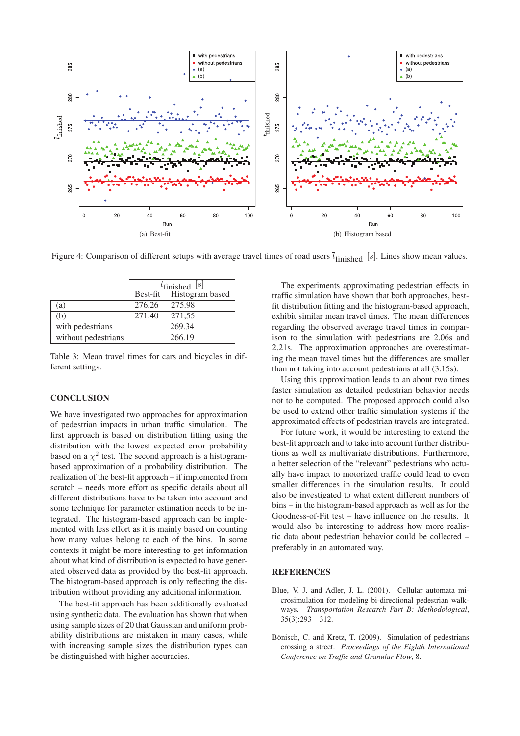(a) Best-fit

(b) Histogram based

Figure 4: Comparison of different setups with average travel times of road users $\bar{t}_{\text{finished}}$ $[s]$. Lines show mean values.

| | $\bar{t}_{\text{finished}}$ $[s]$ | |
|---|---|---|
| | Best-fit | Histogram based |
| (a) | 276.26 | 275.98 |
| (b) | 271.40 | 271,55 |
| with pedestrians | 269.34 | |
| without pedestrians | 266.19 | |

Table 3: Mean travel times for cars and bicycles in different settings.

## CONCLUSION

We have investigated two approaches for approximation of pedestrian impacts in urban traffic simulation. The first approach is based on distribution fitting using the distribution with the lowest expected error probability based on a $\chi^2$ test. The second approach is a histogram-based approximation of a probability distribution. The realization of the best-fit approach – if implemented from scratch – needs more effort as specific details about all different distributions have to be taken into account and some technique for parameter estimation needs to be integrated. The histogram-based approach can be implemented with less effort as it is mainly based on counting how many values belong to each of the bins. In some contexts it might be more interesting to get information about what kind of distribution is expected to have generated observed data as provided by the best-fit approach. The histogram-based approach is only reflecting the distribution without providing any additional information.

The best-fit approach has been additionally evaluated using synthetic data. The evaluation has shown that when using sample sizes of 20 that Gaussian and uniform probability distributions are mistaken in many cases, while with increasing sample sizes the distribution types can be distinguished with higher accuracies.

The experiments approximating pedestrian effects in traffic simulation have shown that both approaches, best-fit distribution fitting and the histogram-based approach, exhibit similar mean travel times. The mean differences regarding the observed average travel times in comparison to the simulation with pedestrians are 2.06s and 2.21s. The approximation approaches are overestimating the mean travel times but the differences are smaller than not taking into account pedestrians at all (3.15s).

Using this approximation leads to an about two times faster simulation as detailed pedestrian behavior needs not to be computed. The proposed approach could also be used to extend other traffic simulation systems if the approximated effects of pedestrian travels are integrated.

For future work, it would be interesting to extend the best-fit approach and to take into account further distributions as well as multivariate distributions. Furthermore, a better selection of the "relevant" pedestrians who actually have impact to motorized traffic could lead to even smaller differences in the simulation results. It could also be investigated to what extent different numbers of bins – in the histogram-based approach as well as for the Goodness-of-Fit test – have influence on the results. It would also be interesting to address how more realistic data about pedestrian behavior could be collected – preferably in an automated way.

## REFERENCES

Blue, V. J. and Adler, J. L. (2001). Cellular automata microsimulation for modeling bi-directional pedestrian walkways. *Transportation Research Part B: Methodological*, 35(3):293 – 312.

Bönisch, C. and Kretz, T. (2009). Simulation of pedestrians crossing a street. *Proceedings of the Eighth International Conference on Traffic and Granular Flow*, 8.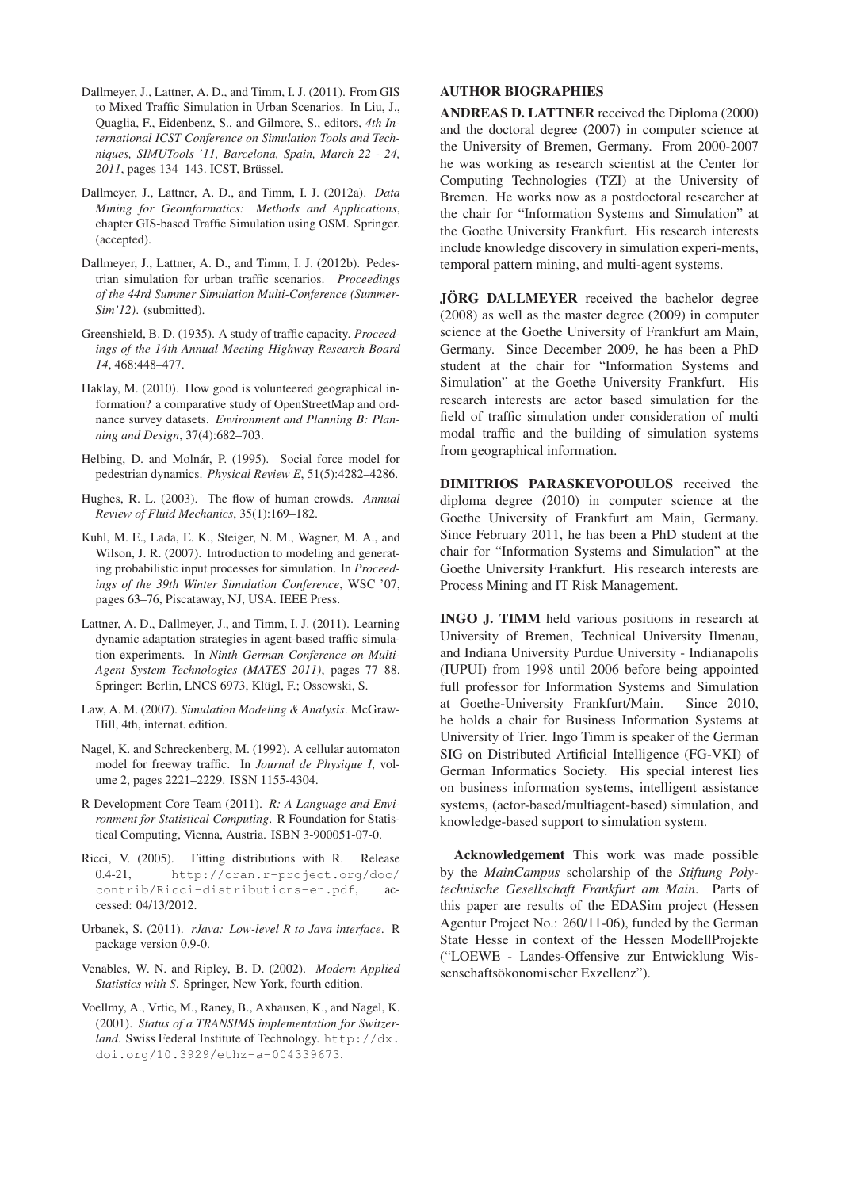Dallmeyer, J., Lattner, A. D., and Timm, I. J. (2011). From GIS to Mixed Traffic Simulation in Urban Scenarios. In Liu, J., Quaglia, F., Eidenbenz, S., and Gilmore, S., editors, *4th International ICST Conference on Simulation Tools and Techniques, SIMUTools '11, Barcelona, Spain, March 22 - 24, 2011*, pages 134–143. ICST, Brüssel.

Dallmeyer, J., Lattner, A. D., and Timm, I. J. (2012a). *Data Mining for Geoinformatics: Methods and Applications*, chapter GIS-based Traffic Simulation using OSM. Springer. (accepted).

Dallmeyer, J., Lattner, A. D., and Timm, I. J. (2012b). Pedestrian simulation for urban traffic scenarios. *Proceedings of the 44rd Summer Simulation Multi-Conference (SummerSim'12)*. (submitted).

Greenshield, B. D. (1935). A study of traffic capacity. *Proceedings of the 14th Annual Meeting Highway Research Board 14*, 468:448–477.

Haklay, M. (2010). How good is volunteered geographical information? a comparative study of OpenStreetMap and ordnance survey datasets. *Environment and Planning B: Planning and Design*, 37(4):682–703.

Helbing, D. and Molnár, P. (1995). Social force model for pedestrian dynamics. *Physical Review E*, 51(5):4282–4286.

Hughes, R. L. (2003). The flow of human crowds. *Annual Review of Fluid Mechanics*, 35(1):169–182.

Kuhl, M. E., Lada, E. K., Steiger, N. M., Wagner, M. A., and Wilson, J. R. (2007). Introduction to modeling and generating probabilistic input processes for simulation. In *Proceedings of the 39th Winter Simulation Conference*, WSC '07, pages 63–76, Piscataway, NJ, USA. IEEE Press.

Lattner, A. D., Dallmeyer, J., and Timm, I. J. (2011). Learning dynamic adaptation strategies in agent-based traffic simulation experiments. In *Ninth German Conference on Multi-Agent System Technologies (MATES 2011)*, pages 77–88. Springer: Berlin, LNCS 6973, Klügl, F.; Ossowski, S.

Law, A. M. (2007). *Simulation Modeling & Analysis*. McGraw-Hill, 4th, internat. edition.

Nagel, K. and Schreckenberg, M. (1992). A cellular automaton model for freeway traffic. In *Journal de Physique I*, volume 2, pages 2221–2229. ISSN 1155-4304.

R Development Core Team (2011). *R: A Language and Environment for Statistical Computing*. R Foundation for Statistical Computing, Vienna, Austria. ISBN 3-900051-07-0.

Ricci, V. (2005). Fitting distributions with R. Release 0.4-21, `http://cran.r-project.org/doc/contrib/Ricci-distributions-en.pdf`, accessed: 04/13/2012.

Urbanek, S. (2011). *rJava: Low-level R to Java interface*. R package version 0.9-0.

Venables, W. N. and Ripley, B. D. (2002). *Modern Applied Statistics with S*. Springer, New York, fourth edition.

Voellmy, A., Vrtic, M., Raney, B., Axhausen, K., and Nagel, K. (2001). *Status of a TRANSIMS implementation for Switzerland*. Swiss Federal Institute of Technology. `http://dx.doi.org/10.3929/ethz-a-004339673`.

## AUTHOR BIOGRAPHIES

**ANDREAS D. LATTNER** received the Diploma (2000) and the doctoral degree (2007) in computer science at the University of Bremen, Germany. From 2000-2007 he was working as research scientist at the Center for Computing Technologies (TZI) at the University of Bremen. He works now as a postdoctoral researcher at the chair for "Information Systems and Simulation" at the Goethe University Frankfurt. His research interests include knowledge discovery in simulation experi-ments, temporal pattern mining, and multi-agent systems.

**JÖRG DALLMEYER** received the bachelor degree (2008) as well as the master degree (2009) in computer science at the Goethe University of Frankfurt am Main, Germany. Since December 2009, he has been a PhD student at the chair for "Information Systems and Simulation" at the Goethe University Frankfurt. His research interests are actor based simulation for the field of traffic simulation under consideration of multi modal traffic and the building of simulation systems from geographical information.

**DIMITRIOS PARASKEVOPOULOS** received the diploma degree (2010) in computer science at the Goethe University of Frankfurt am Main, Germany. Since February 2011, he has been a PhD student at the chair for "Information Systems and Simulation" at the Goethe University Frankfurt. His research interests are Process Mining and IT Risk Management.

**INGO J. TIMM** held various positions in research at University of Bremen, Technical University Ilmenau, and Indiana University Purdue University - Indianapolis (IUPUI) from 1998 until 2006 before being appointed full professor for Information Systems and Simulation at Goethe-University Frankfurt/Main. Since 2010, he holds a chair for Business Information Systems at University of Trier. Ingo Timm is speaker of the German SIG on Distributed Artificial Intelligence (FG-VKI) of German Informatics Society. His special interest lies on business information systems, intelligent assistance systems, (actor-based/multiagent-based) simulation, and knowledge-based support to simulation system.

**Acknowledgement** This work was made possible by the *MainCampus* scholarship of the *Stiftung Polytechnische Gesellschaft Frankfurt am Main*. Parts of this paper are results of the EDASim project (Hessen Agentur Project No.: 260/11-06), funded by the German State Hesse in context of the Hessen ModellProjekte ("LOEWE - Landes-Offensive zur Entwicklung Wissenschaftsökonomischer Exzellenz").